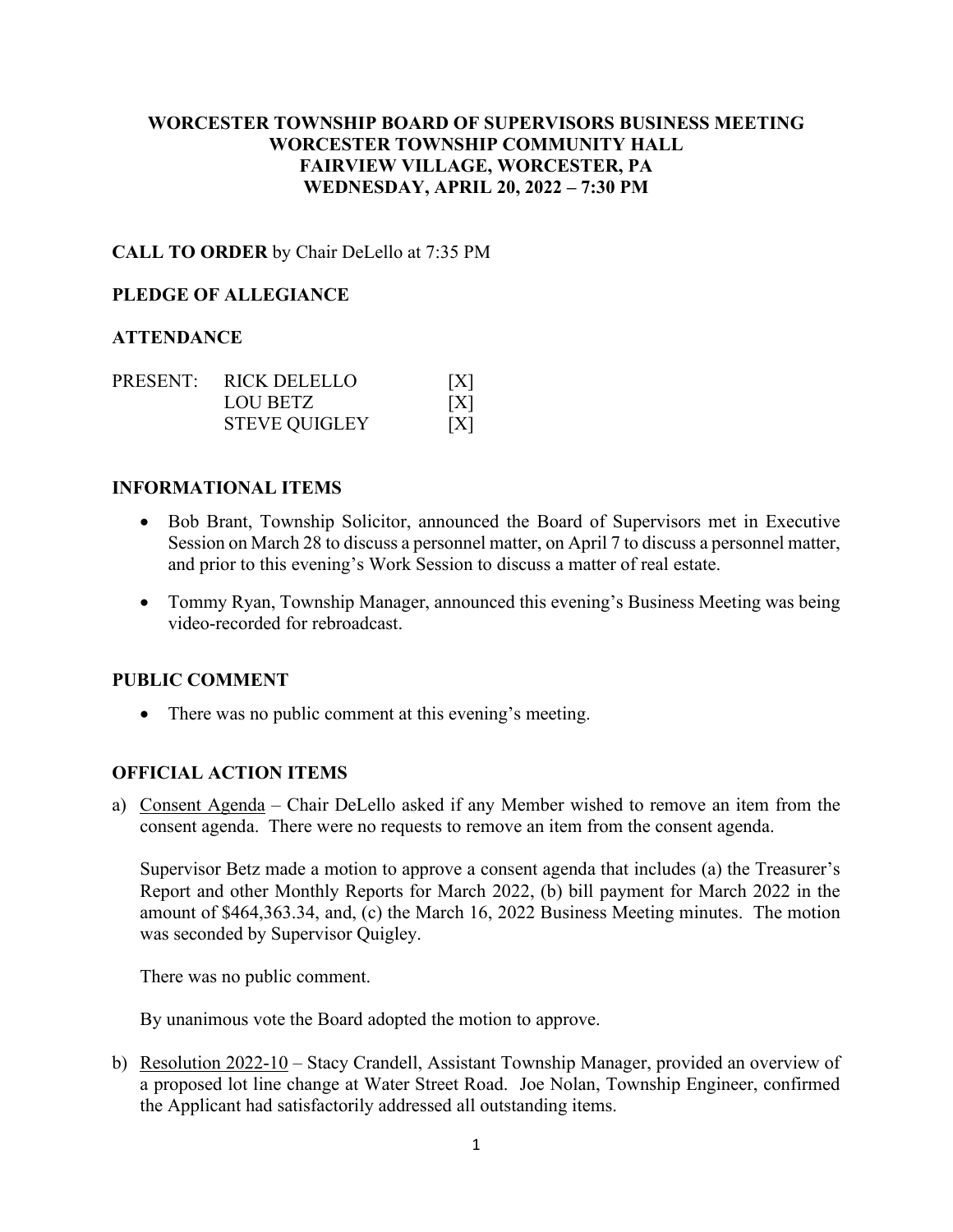# WORCESTER TOWNSHIP BOARD OF SUPERVISORS BUSINESS MEETING
# WORCESTER TOWNSHIP COMMUNITY HALL
# FAIRVIEW VILLAGE, WORCESTER, PA
# WEDNESDAY, APRIL 20, 2022 – 7:30 PM

**CALL TO ORDER** by Chair DeLello at 7:35 PM

**PLEDGE OF ALLEGIANCE**

**ATTENDANCE**

| PRESENT: | RICK DELELLO | [X] |
|---|---|---|
| | LOU BETZ | [X] |
| | STEVE QUIGLEY | [X] |

**INFORMATIONAL ITEMS**

- Bob Brant, Township Solicitor, announced the Board of Supervisors met in Executive Session on March 28 to discuss a personnel matter, on April 7 to discuss a personnel matter, and prior to this evening's Work Session to discuss a matter of real estate.
- Tommy Ryan, Township Manager, announced this evening's Business Meeting was being video-recorded for rebroadcast.

**PUBLIC COMMENT**

- There was no public comment at this evening's meeting.

**OFFICIAL ACTION ITEMS**

a) Consent Agenda – Chair DeLello asked if any Member wished to remove an item from the consent agenda. There were no requests to remove an item from the consent agenda.

   Supervisor Betz made a motion to approve a consent agenda that includes (a) the Treasurer's Report and other Monthly Reports for March 2022, (b) bill payment for March 2022 in the amount of $464,363.34, and, (c) the March 16, 2022 Business Meeting minutes. The motion was seconded by Supervisor Quigley.

   There was no public comment.

   By unanimous vote the Board adopted the motion to approve.

b) Resolution 2022-10 – Stacy Crandell, Assistant Township Manager, provided an overview of a proposed lot line change at Water Street Road. Joe Nolan, Township Engineer, confirmed the Applicant had satisfactorily addressed all outstanding items.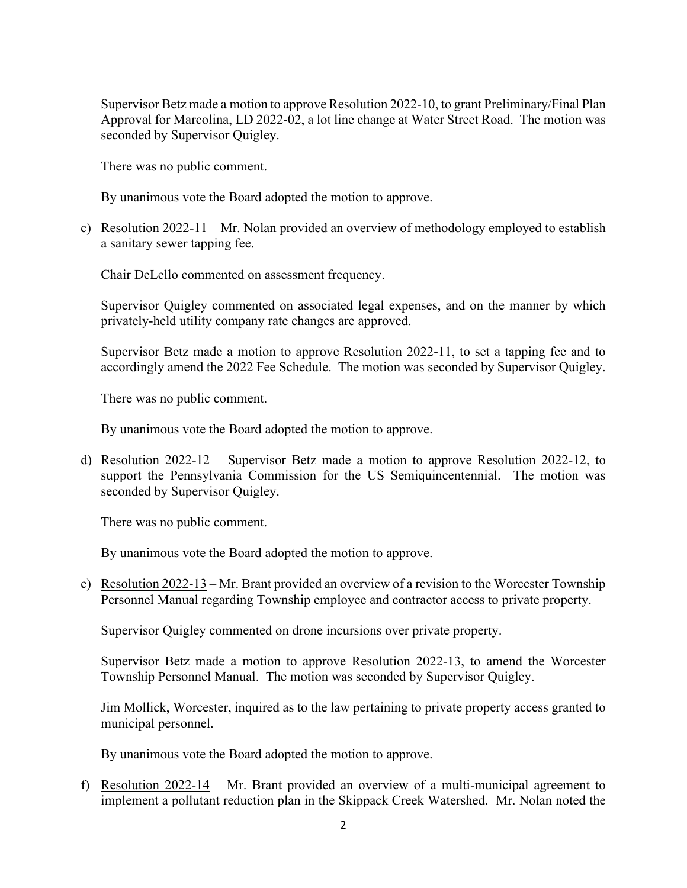Supervisor Betz made a motion to approve Resolution 2022-10, to grant Preliminary/Final Plan Approval for Marcolina, LD 2022-02, a lot line change at Water Street Road. The motion was seconded by Supervisor Quigley.

There was no public comment.

By unanimous vote the Board adopted the motion to approve.

c) Resolution 2022-11 – Mr. Nolan provided an overview of methodology employed to establish a sanitary sewer tapping fee.

   Chair DeLello commented on assessment frequency.

   Supervisor Quigley commented on associated legal expenses, and on the manner by which privately-held utility company rate changes are approved.

   Supervisor Betz made a motion to approve Resolution 2022-11, to set a tapping fee and to accordingly amend the 2022 Fee Schedule. The motion was seconded by Supervisor Quigley.

   There was no public comment.

   By unanimous vote the Board adopted the motion to approve.

d) Resolution 2022-12 – Supervisor Betz made a motion to approve Resolution 2022-12, to support the Pennsylvania Commission for the US Semiquincentennial. The motion was seconded by Supervisor Quigley.

   There was no public comment.

   By unanimous vote the Board adopted the motion to approve.

e) Resolution 2022-13 – Mr. Brant provided an overview of a revision to the Worcester Township Personnel Manual regarding Township employee and contractor access to private property.

   Supervisor Quigley commented on drone incursions over private property.

   Supervisor Betz made a motion to approve Resolution 2022-13, to amend the Worcester Township Personnel Manual. The motion was seconded by Supervisor Quigley.

   Jim Mollick, Worcester, inquired as to the law pertaining to private property access granted to municipal personnel.

   By unanimous vote the Board adopted the motion to approve.

f) Resolution 2022-14 – Mr. Brant provided an overview of a multi-municipal agreement to implement a pollutant reduction plan in the Skippack Creek Watershed. Mr. Nolan noted the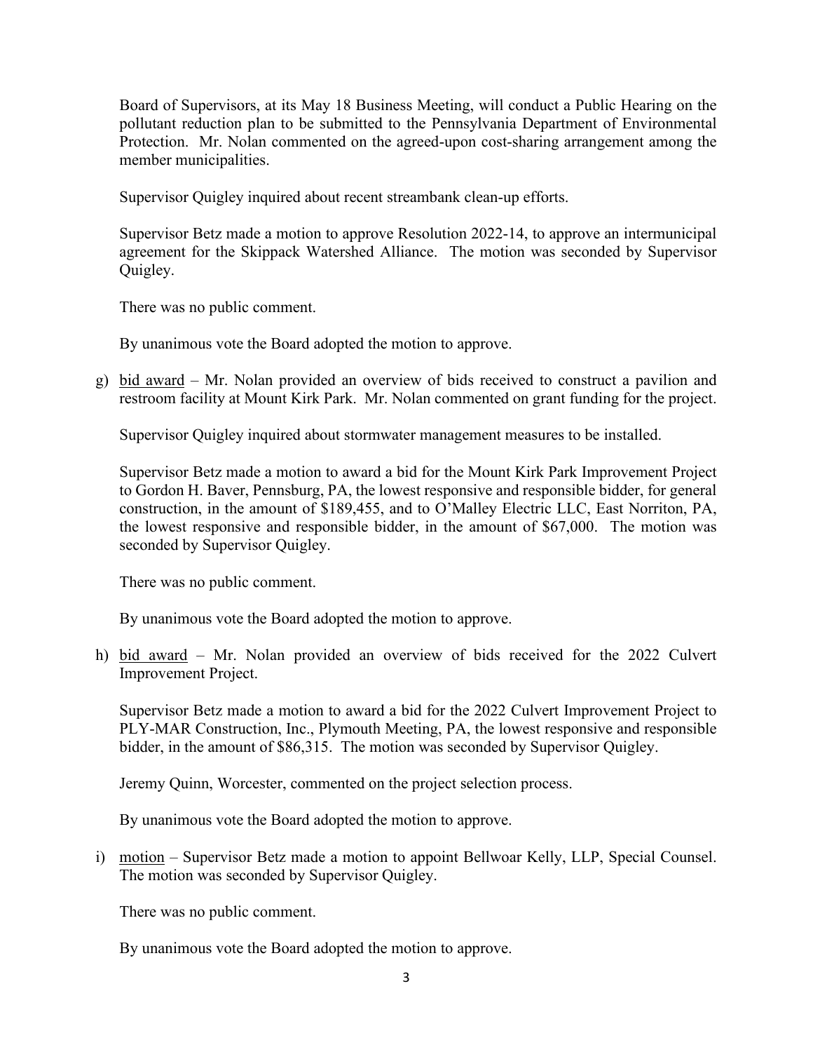Board of Supervisors, at its May 18 Business Meeting, will conduct a Public Hearing on the pollutant reduction plan to be submitted to the Pennsylvania Department of Environmental Protection. Mr. Nolan commented on the agreed-upon cost-sharing arrangement among the member municipalities.

Supervisor Quigley inquired about recent streambank clean-up efforts.

Supervisor Betz made a motion to approve Resolution 2022-14, to approve an intermunicipal agreement for the Skippack Watershed Alliance. The motion was seconded by Supervisor Quigley.

There was no public comment.

By unanimous vote the Board adopted the motion to approve.

g) bid award – Mr. Nolan provided an overview of bids received to construct a pavilion and restroom facility at Mount Kirk Park. Mr. Nolan commented on grant funding for the project.

Supervisor Quigley inquired about stormwater management measures to be installed.

Supervisor Betz made a motion to award a bid for the Mount Kirk Park Improvement Project to Gordon H. Baver, Pennsburg, PA, the lowest responsive and responsible bidder, for general construction, in the amount of $189,455, and to O'Malley Electric LLC, East Norriton, PA, the lowest responsive and responsible bidder, in the amount of $67,000. The motion was seconded by Supervisor Quigley.

There was no public comment.

By unanimous vote the Board adopted the motion to approve.

h) bid award – Mr. Nolan provided an overview of bids received for the 2022 Culvert Improvement Project.

Supervisor Betz made a motion to award a bid for the 2022 Culvert Improvement Project to PLY-MAR Construction, Inc., Plymouth Meeting, PA, the lowest responsive and responsible bidder, in the amount of $86,315. The motion was seconded by Supervisor Quigley.

Jeremy Quinn, Worcester, commented on the project selection process.

By unanimous vote the Board adopted the motion to approve.

i) motion – Supervisor Betz made a motion to appoint Bellwoar Kelly, LLP, Special Counsel. The motion was seconded by Supervisor Quigley.

There was no public comment.

By unanimous vote the Board adopted the motion to approve.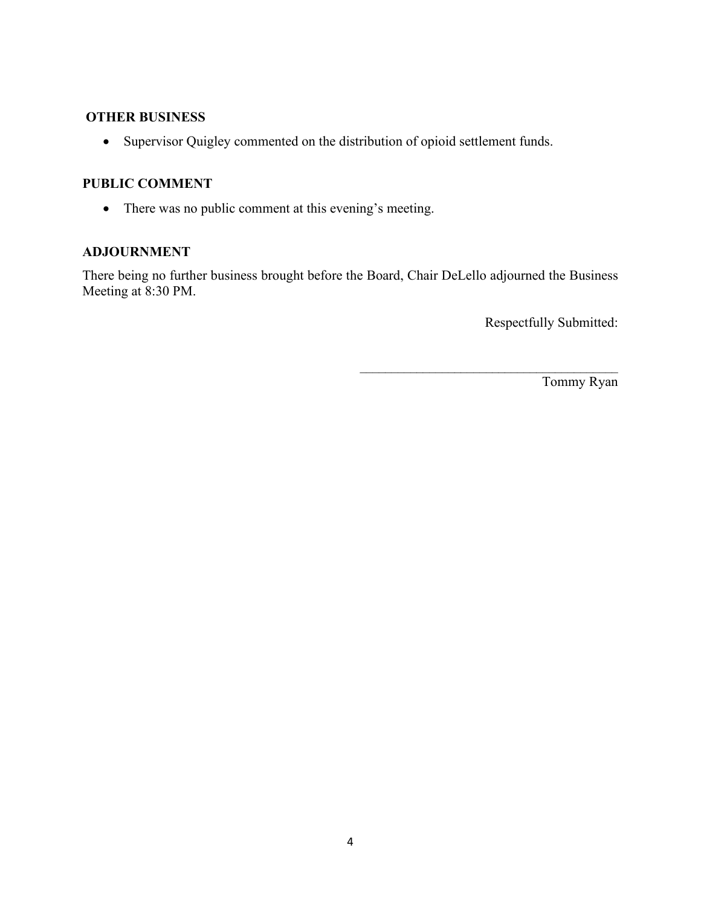**OTHER BUSINESS**

- Supervisor Quigley commented on the distribution of opioid settlement funds.

**PUBLIC COMMENT**

- There was no public comment at this evening's meeting.

**ADJOURNMENT**

There being no further business brought before the Board, Chair DeLello adjourned the Business Meeting at 8:30 PM.

Respectfully Submitted:

\_\_\_\_\_\_\_\_\_\_\_\_\_\_\_\_\_\_\_\_\_\_\_\_\_\_\_\_\_\_\_\_\_\_\_\_\_\_\_\_

Tommy Ryan